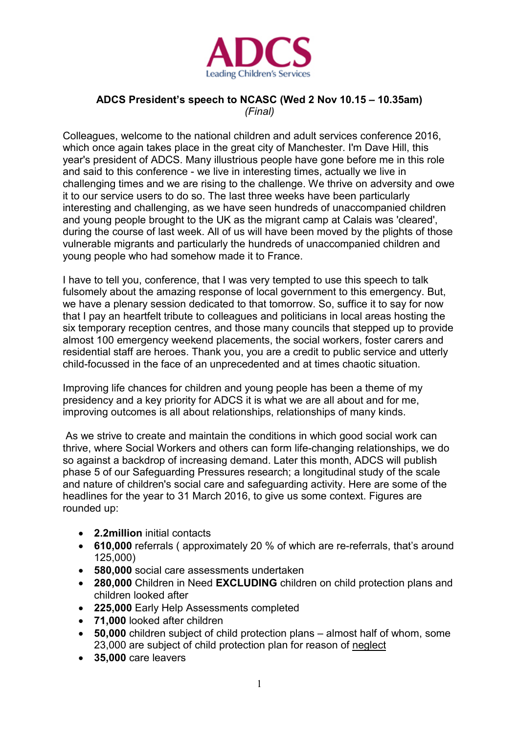ADCS
Leading Children's Services

**ADCS President's speech to NCASC (Wed 2 Nov 10.15 – 10.35am)**
*(Final)*

Colleagues, welcome to the national children and adult services conference 2016, which once again takes place in the great city of Manchester. I'm Dave Hill, this year's president of ADCS. Many illustrious people have gone before me in this role and said to this conference - we live in interesting times, actually we live in challenging times and we are rising to the challenge. We thrive on adversity and owe it to our service users to do so. The last three weeks have been particularly interesting and challenging, as we have seen hundreds of unaccompanied children and young people brought to the UK as the migrant camp at Calais was 'cleared', during the course of last week. All of us will have been moved by the plights of those vulnerable migrants and particularly the hundreds of unaccompanied children and young people who had somehow made it to France.

I have to tell you, conference, that I was very tempted to use this speech to talk fulsomely about the amazing response of local government to this emergency. But, we have a plenary session dedicated to that tomorrow. So, suffice it to say for now that I pay an heartfelt tribute to colleagues and politicians in local areas hosting the six temporary reception centres, and those many councils that stepped up to provide almost 100 emergency weekend placements, the social workers, foster carers and residential staff are heroes. Thank you, you are a credit to public service and utterly child-focussed in the face of an unprecedented and at times chaotic situation.

Improving life chances for children and young people has been a theme of my presidency and a key priority for ADCS it is what we are all about and for me, improving outcomes is all about relationships, relationships of many kinds.

As we strive to create and maintain the conditions in which good social work can thrive, where Social Workers and others can form life-changing relationships, we do so against a backdrop of increasing demand. Later this month, ADCS will publish phase 5 of our Safeguarding Pressures research; a longitudinal study of the scale and nature of children's social care and safeguarding activity. Here are some of the headlines for the year to 31 March 2016, to give us some context. Figures are rounded up:

- **2.2million** initial contacts
- **610,000** referrals ( approximately 20 % of which are re-referrals, that's around 125,000)
- **580,000** social care assessments undertaken
- **280,000** Children in Need **EXCLUDING** children on child protection plans and children looked after
- **225,000** Early Help Assessments completed
- **71,000** looked after children
- **50,000** children subject of child protection plans – almost half of whom, some 23,000 are subject of child protection plan for reason of <u>neglect</u>
- **35,000** care leavers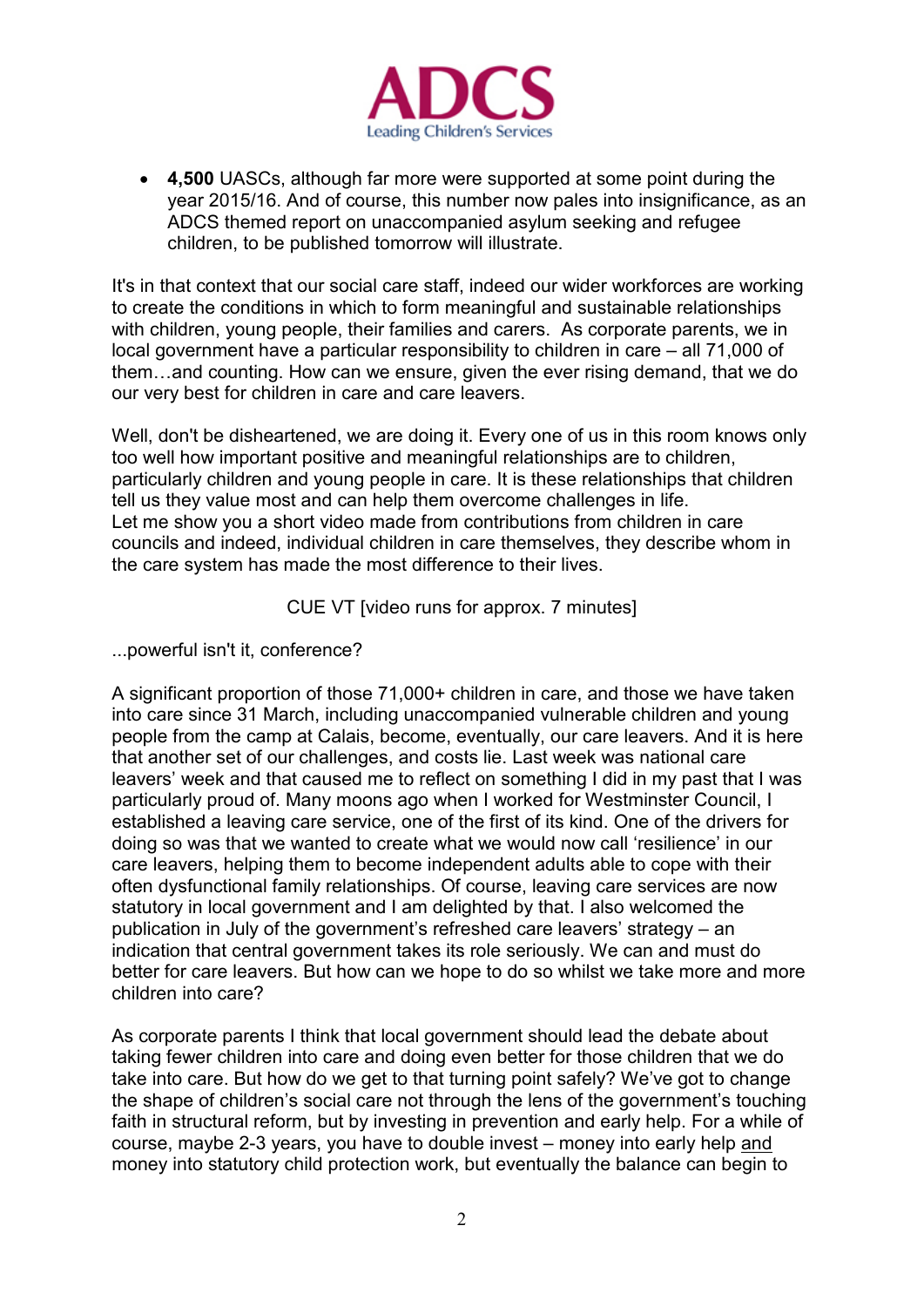- **4,500** UASCs, although far more were supported at some point during the year 2015/16. And of course, this number now pales into insignificance, as an ADCS themed report on unaccompanied asylum seeking and refugee children, to be published tomorrow will illustrate.

It's in that context that our social care staff, indeed our wider workforces are working to create the conditions in which to form meaningful and sustainable relationships with children, young people, their families and carers. As corporate parents, we in local government have a particular responsibility to children in care – all 71,000 of them…and counting. How can we ensure, given the ever rising demand, that we do our very best for children in care and care leavers.

Well, don't be disheartened, we are doing it. Every one of us in this room knows only too well how important positive and meaningful relationships are to children, particularly children and young people in care. It is these relationships that children tell us they value most and can help them overcome challenges in life.
Let me show you a short video made from contributions from children in care councils and indeed, individual children in care themselves, they describe whom in the care system has made the most difference to their lives.

CUE VT [video runs for approx. 7 minutes]

...powerful isn't it, conference?

A significant proportion of those 71,000+ children in care, and those we have taken into care since 31 March, including unaccompanied vulnerable children and young people from the camp at Calais, become, eventually, our care leavers. And it is here that another set of our challenges, and costs lie. Last week was national care leavers' week and that caused me to reflect on something I did in my past that I was particularly proud of. Many moons ago when I worked for Westminster Council, I established a leaving care service, one of the first of its kind. One of the drivers for doing so was that we wanted to create what we would now call 'resilience' in our care leavers, helping them to become independent adults able to cope with their often dysfunctional family relationships. Of course, leaving care services are now statutory in local government and I am delighted by that. I also welcomed the publication in July of the government's refreshed care leavers' strategy – an indication that central government takes its role seriously. We can and must do better for care leavers. But how can we hope to do so whilst we take more and more children into care?

As corporate parents I think that local government should lead the debate about taking fewer children into care and doing even better for those children that we do take into care. But how do we get to that turning point safely? We've got to change the shape of children's social care not through the lens of the government's touching faith in structural reform, but by investing in prevention and early help. For a while of course, maybe 2-3 years, you have to double invest – money into early help and money into statutory child protection work, but eventually the balance can begin to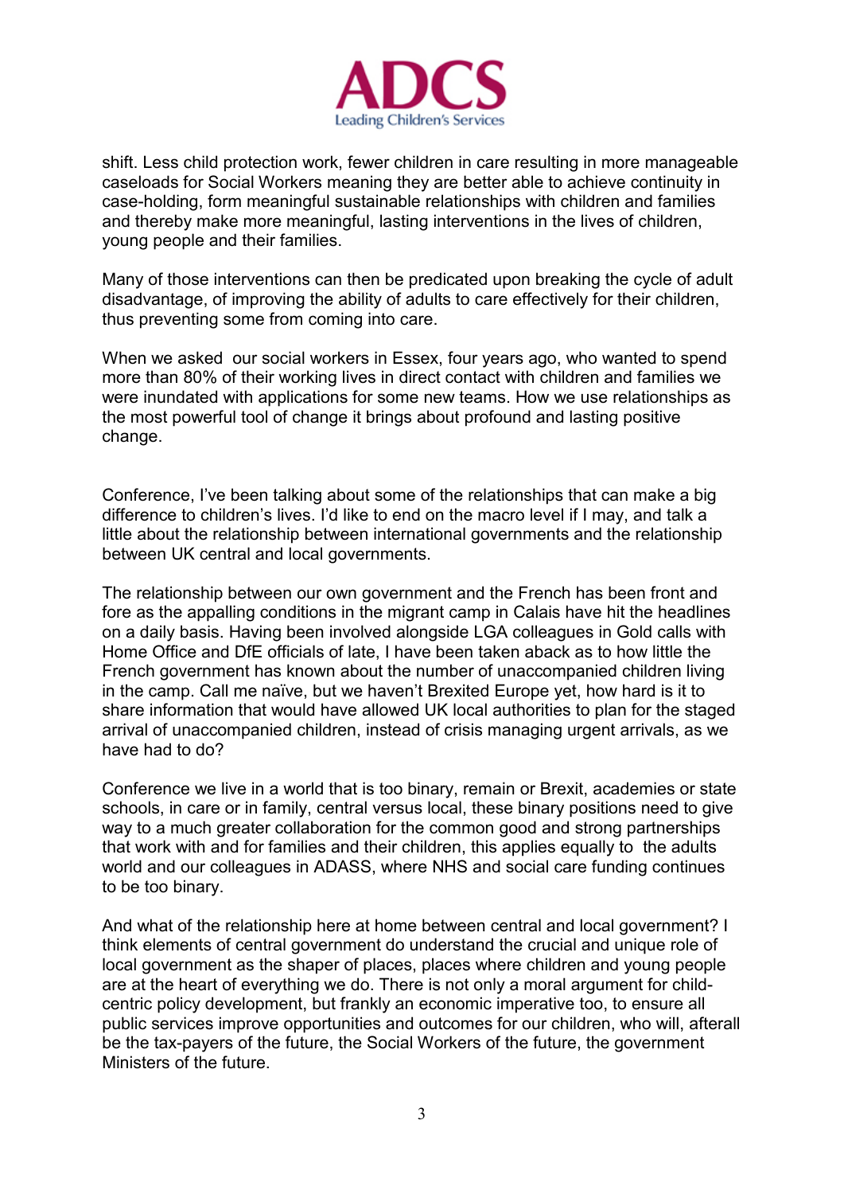shift. Less child protection work, fewer children in care resulting in more manageable caseloads for Social Workers meaning they are better able to achieve continuity in case-holding, form meaningful sustainable relationships with children and families and thereby make more meaningful, lasting interventions in the lives of children, young people and their families.

Many of those interventions can then be predicated upon breaking the cycle of adult disadvantage, of improving the ability of adults to care effectively for their children, thus preventing some from coming into care.

When we asked our social workers in Essex, four years ago, who wanted to spend more than 80% of their working lives in direct contact with children and families we were inundated with applications for some new teams. How we use relationships as the most powerful tool of change it brings about profound and lasting positive change.

Conference, I've been talking about some of the relationships that can make a big difference to children's lives. I'd like to end on the macro level if I may, and talk a little about the relationship between international governments and the relationship between UK central and local governments.

The relationship between our own government and the French has been front and fore as the appalling conditions in the migrant camp in Calais have hit the headlines on a daily basis. Having been involved alongside LGA colleagues in Gold calls with Home Office and DfE officials of late, I have been taken aback as to how little the French government has known about the number of unaccompanied children living in the camp. Call me naïve, but we haven't Brexited Europe yet, how hard is it to share information that would have allowed UK local authorities to plan for the staged arrival of unaccompanied children, instead of crisis managing urgent arrivals, as we have had to do?

Conference we live in a world that is too binary, remain or Brexit, academies or state schools, in care or in family, central versus local, these binary positions need to give way to a much greater collaboration for the common good and strong partnerships that work with and for families and their children, this applies equally to the adults world and our colleagues in ADASS, where NHS and social care funding continues to be too binary.

And what of the relationship here at home between central and local government? I think elements of central government do understand the crucial and unique role of local government as the shaper of places, places where children and young people are at the heart of everything we do. There is not only a moral argument for child-centric policy development, but frankly an economic imperative too, to ensure all public services improve opportunities and outcomes for our children, who will, afterall be the tax-payers of the future, the Social Workers of the future, the government Ministers of the future.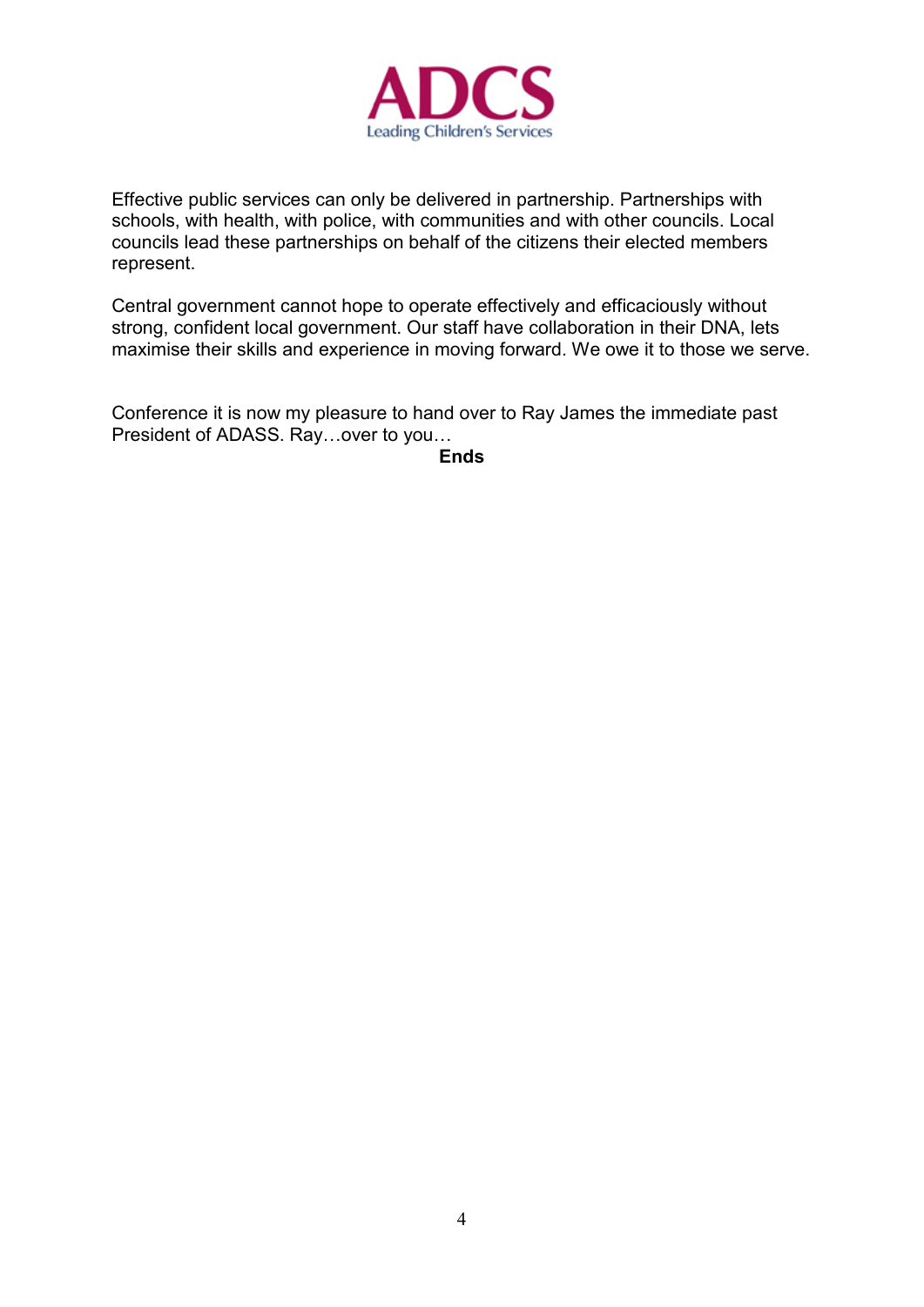Effective public services can only be delivered in partnership. Partnerships with schools, with health, with police, with communities and with other councils. Local councils lead these partnerships on behalf of the citizens their elected members represent.

Central government cannot hope to operate effectively and efficaciously without strong, confident local government. Our staff have collaboration in their DNA, lets maximise their skills and experience in moving forward. We owe it to those we serve.

Conference it is now my pleasure to hand over to Ray James the immediate past President of ADASS. Ray…over to you…

**Ends**